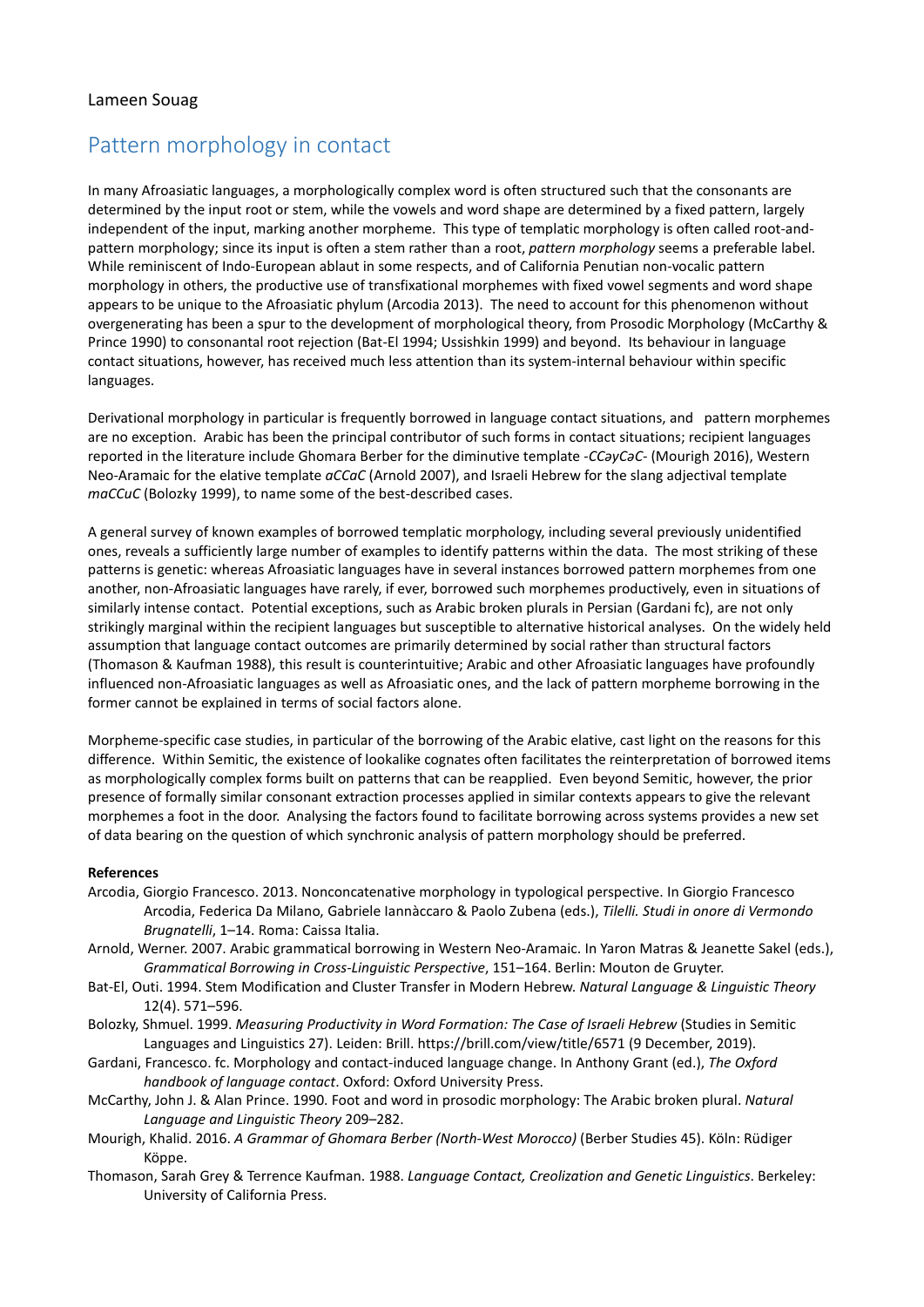Lameen Souag

# Pattern morphology in contact

In many Afroasiatic languages, a morphologically complex word is often structured such that the consonants are determined by the input root or stem, while the vowels and word shape are determined by a fixed pattern, largely independent of the input, marking another morpheme. This type of templatic morphology is often called root-and-pattern morphology; since its input is often a stem rather than a root, *pattern morphology* seems a preferable label. While reminiscent of Indo-European ablaut in some respects, and of California Penutian non-vocalic pattern morphology in others, the productive use of transfixational morphemes with fixed vowel segments and word shape appears to be unique to the Afroasiatic phylum (Arcodia 2013). The need to account for this phenomenon without overgenerating has been a spur to the development of morphological theory, from Prosodic Morphology (McCarthy & Prince 1990) to consonantal root rejection (Bat-El 1994; Ussishkin 1999) and beyond. Its behaviour in language contact situations, however, has received much less attention than its system-internal behaviour within specific languages.

Derivational morphology in particular is frequently borrowed in language contact situations, and pattern morphemes are no exception. Arabic has been the principal contributor of such forms in contact situations; recipient languages reported in the literature include Ghomara Berber for the diminutive template *-CCəyCəC-* (Mourigh 2016), Western Neo-Aramaic for the elative template *aCCaC* (Arnold 2007), and Israeli Hebrew for the slang adjectival template *maCCuC* (Bolozky 1999), to name some of the best-described cases.

A general survey of known examples of borrowed templatic morphology, including several previously unidentified ones, reveals a sufficiently large number of examples to identify patterns within the data. The most striking of these patterns is genetic: whereas Afroasiatic languages have in several instances borrowed pattern morphemes from one another, non-Afroasiatic languages have rarely, if ever, borrowed such morphemes productively, even in situations of similarly intense contact. Potential exceptions, such as Arabic broken plurals in Persian (Gardani fc), are not only strikingly marginal within the recipient languages but susceptible to alternative historical analyses. On the widely held assumption that language contact outcomes are primarily determined by social rather than structural factors (Thomason & Kaufman 1988), this result is counterintuitive; Arabic and other Afroasiatic languages have profoundly influenced non-Afroasiatic languages as well as Afroasiatic ones, and the lack of pattern morpheme borrowing in the former cannot be explained in terms of social factors alone.

Morpheme-specific case studies, in particular of the borrowing of the Arabic elative, cast light on the reasons for this difference. Within Semitic, the existence of lookalike cognates often facilitates the reinterpretation of borrowed items as morphologically complex forms built on patterns that can be reapplied. Even beyond Semitic, however, the prior presence of formally similar consonant extraction processes applied in similar contexts appears to give the relevant morphemes a foot in the door. Analysing the factors found to facilitate borrowing across systems provides a new set of data bearing on the question of which synchronic analysis of pattern morphology should be preferred.

**References**

Arcodia, Giorgio Francesco. 2013. Nonconcatenative morphology in typological perspective. In Giorgio Francesco Arcodia, Federica Da Milano, Gabriele Iannàccaro & Paolo Zubena (eds.), *Tilelli. Studi in onore di Vermondo Brugnatelli*, 1–14. Roma: Caissa Italia.

Arnold, Werner. 2007. Arabic grammatical borrowing in Western Neo-Aramaic. In Yaron Matras & Jeanette Sakel (eds.), *Grammatical Borrowing in Cross-Linguistic Perspective*, 151–164. Berlin: Mouton de Gruyter.

Bat-El, Outi. 1994. Stem Modification and Cluster Transfer in Modern Hebrew. *Natural Language & Linguistic Theory* 12(4). 571–596.

Bolozky, Shmuel. 1999. *Measuring Productivity in Word Formation: The Case of Israeli Hebrew* (Studies in Semitic Languages and Linguistics 27). Leiden: Brill. https://brill.com/view/title/6571 (9 December, 2019).

Gardani, Francesco. fc. Morphology and contact-induced language change. In Anthony Grant (ed.), *The Oxford handbook of language contact*. Oxford: Oxford University Press.

McCarthy, John J. & Alan Prince. 1990. Foot and word in prosodic morphology: The Arabic broken plural. *Natural Language and Linguistic Theory* 209–282.

Mourigh, Khalid. 2016. *A Grammar of Ghomara Berber (North-West Morocco)* (Berber Studies 45). Köln: Rüdiger Köppe.

Thomason, Sarah Grey & Terrence Kaufman. 1988. *Language Contact, Creolization and Genetic Linguistics*. Berkeley: University of California Press.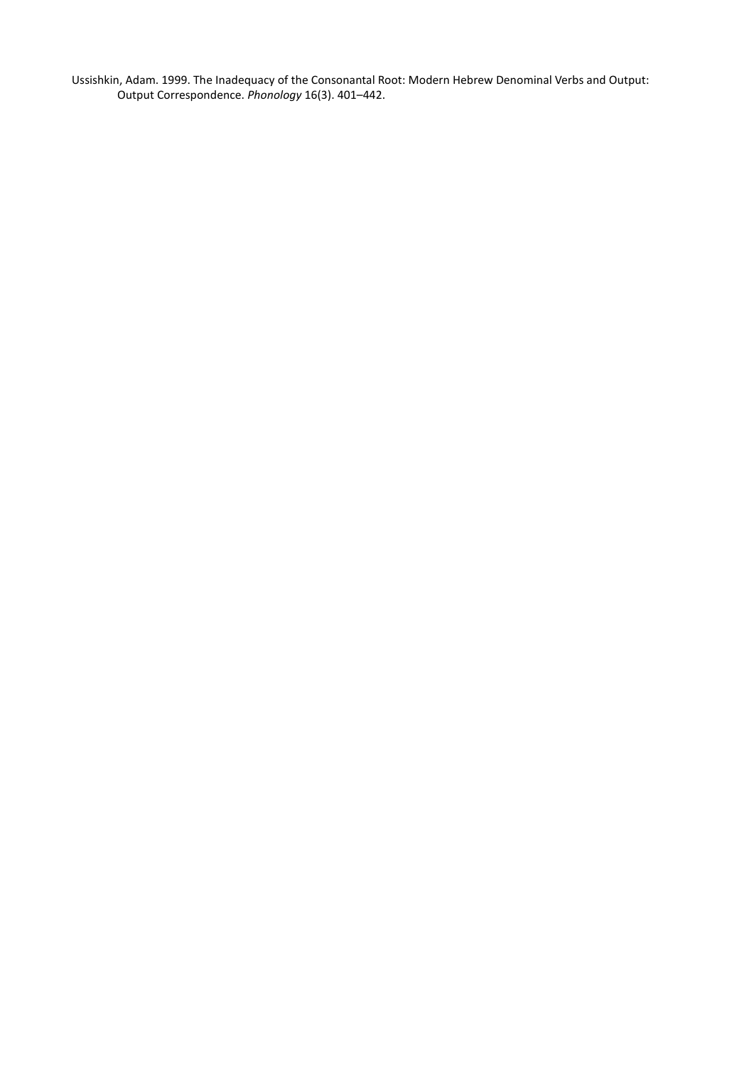Ussishkin, Adam. 1999. The Inadequacy of the Consonantal Root: Modern Hebrew Denominal Verbs and Output: Output Correspondence. *Phonology* 16(3). 401–442.